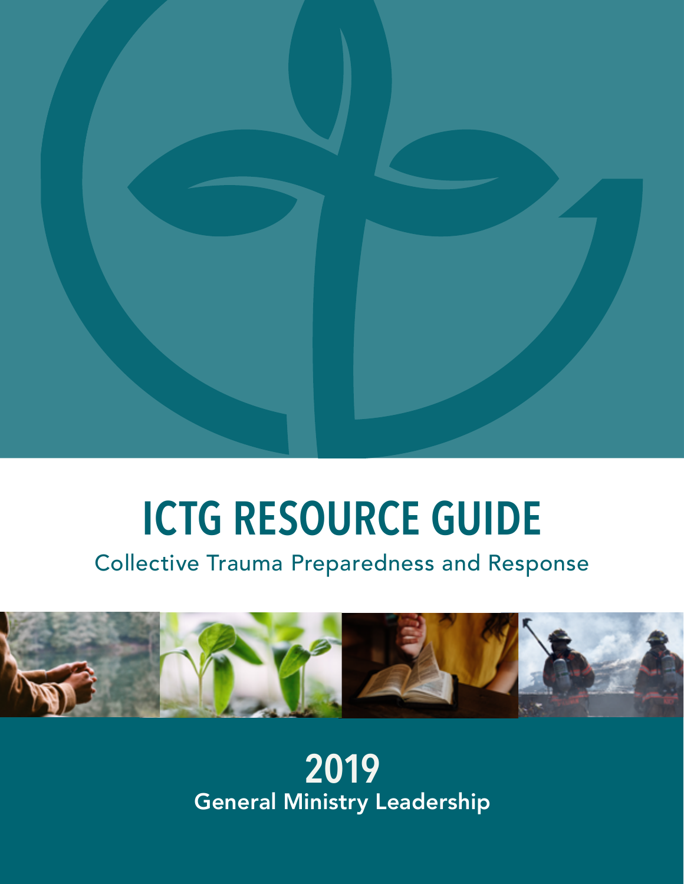# ICTG RESOURCE GUIDE

Collective Trauma Preparedness and Response

## 2019

General Ministry Leadership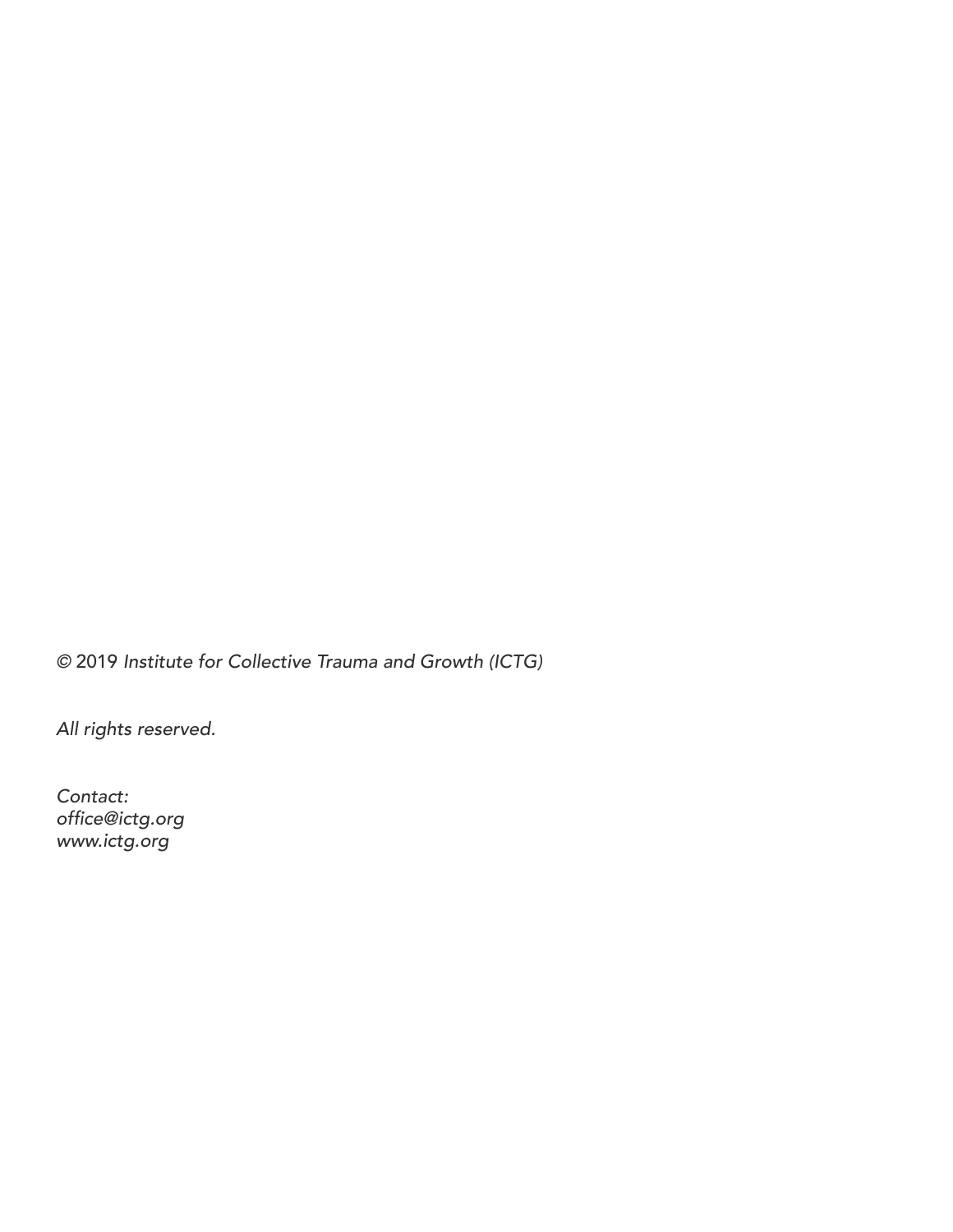© 2019 *Institute for Collective Trauma and Growth (ICTG)*

*All rights reserved.*

*Contact:*
*office@ictg.org*
*www.ictg.org*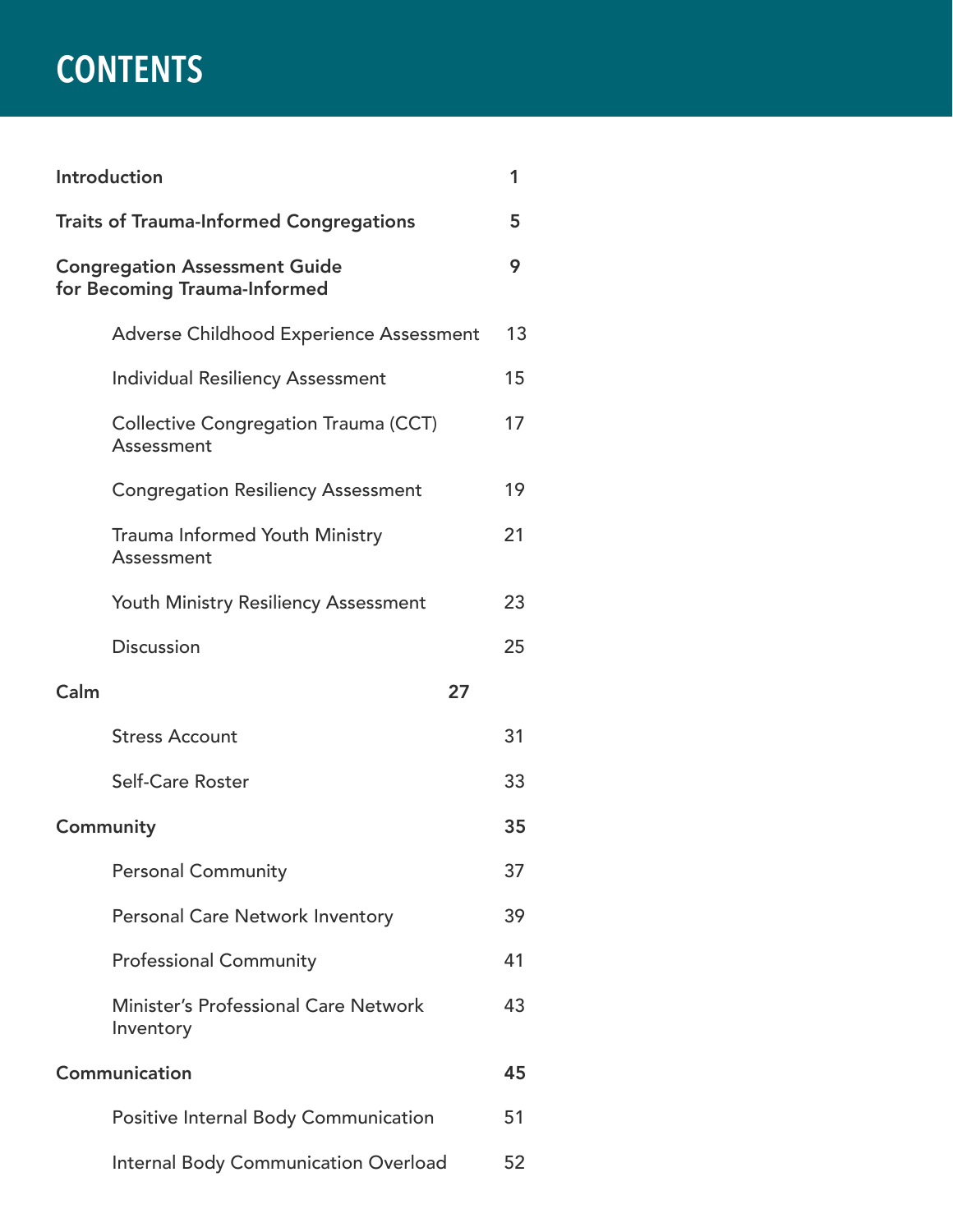# CONTENTS

| | |
|---|---|
| **Introduction** | **1** |
| **Traits of Trauma-Informed Congregations** | **5** |
| **Congregation Assessment Guide for Becoming Trauma-Informed** | **9** |
| Adverse Childhood Experience Assessment | 13 |
| Individual Resiliency Assessment | 15 |
| Collective Congregation Trauma (CCT) Assessment | 17 |
| Congregation Resiliency Assessment | 19 |
| Trauma Informed Youth Ministry Assessment | 21 |
| Youth Ministry Resiliency Assessment | 23 |
| Discussion | 25 |
| **Calm** | **27** |
| Stress Account | 31 |
| Self-Care Roster | 33 |
| **Community** | **35** |
| Personal Community | 37 |
| Personal Care Network Inventory | 39 |
| Professional Community | 41 |
| Minister's Professional Care Network Inventory | 43 |
| **Communication** | **45** |
| Positive Internal Body Communication | 51 |
| Internal Body Communication Overload | 52 |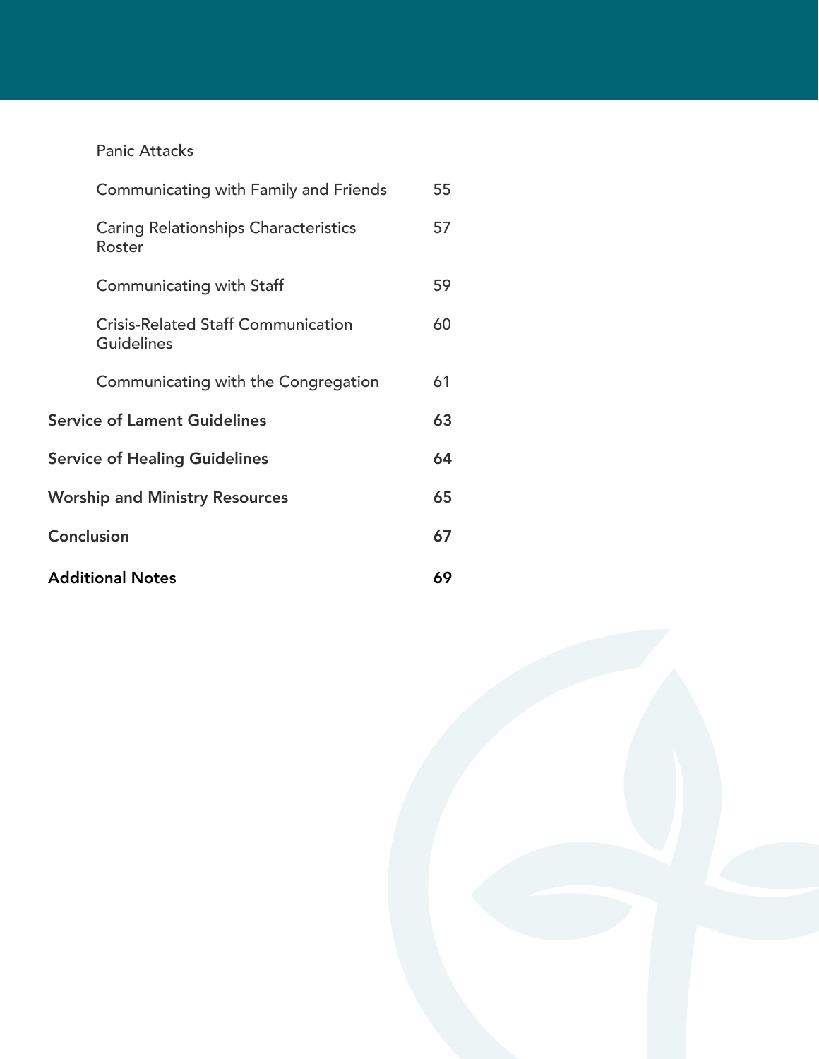| | |
|---|---|
| Panic Attacks | |
| Communicating with Family and Friends | 55 |
| Caring Relationships Characteristics Roster | 57 |
| Communicating with Staff | 59 |
| Crisis-Related Staff Communication Guidelines | 60 |
| Communicating with the Congregation | 61 |
| **Service of Lament Guidelines** | **63** |
| **Service of Healing Guidelines** | **64** |
| **Worship and Ministry Resources** | **65** |
| **Conclusion** | **67** |
| **Additional Notes** | **69** |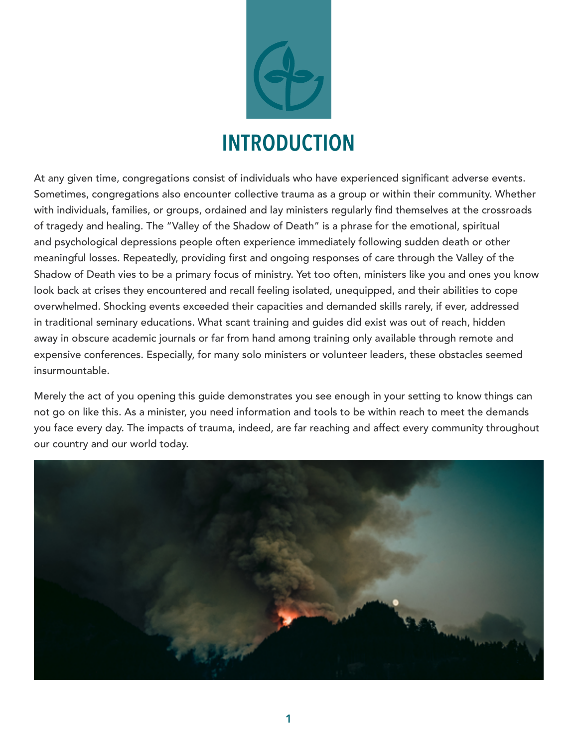# INTRODUCTION

At any given time, congregations consist of individuals who have experienced significant adverse events. Sometimes, congregations also encounter collective trauma as a group or within their community. Whether with individuals, families, or groups, ordained and lay ministers regularly find themselves at the crossroads of tragedy and healing. The "Valley of the Shadow of Death" is a phrase for the emotional, spiritual and psychological depressions people often experience immediately following sudden death or other meaningful losses. Repeatedly, providing first and ongoing responses of care through the Valley of the Shadow of Death vies to be a primary focus of ministry. Yet too often, ministers like you and ones you know look back at crises they encountered and recall feeling isolated, unequipped, and their abilities to cope overwhelmed. Shocking events exceeded their capacities and demanded skills rarely, if ever, addressed in traditional seminary educations. What scant training and guides did exist was out of reach, hidden away in obscure academic journals or far from hand among training only available through remote and expensive conferences. Especially, for many solo ministers or volunteer leaders, these obstacles seemed insurmountable.

Merely the act of you opening this guide demonstrates you see enough in your setting to know things can not go on like this. As a minister, you need information and tools to be within reach to meet the demands you face every day. The impacts of trauma, indeed, are far reaching and affect every community throughout our country and our world today.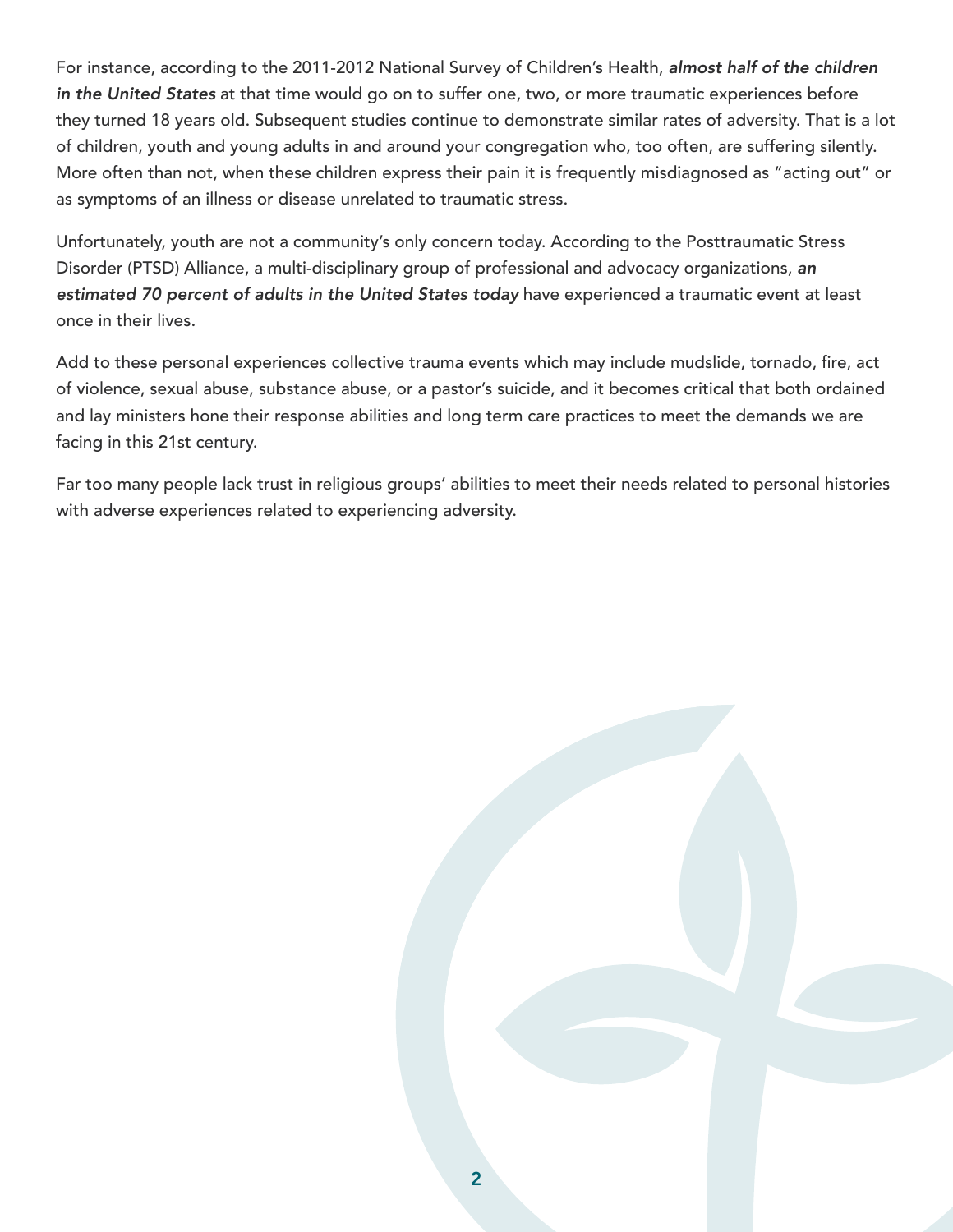For instance, according to the 2011-2012 National Survey of Children's Health, ***almost half of the children in the United States*** at that time would go on to suffer one, two, or more traumatic experiences before they turned 18 years old. Subsequent studies continue to demonstrate similar rates of adversity. That is a lot of children, youth and young adults in and around your congregation who, too often, are suffering silently. More often than not, when these children express their pain it is frequently misdiagnosed as "acting out" or as symptoms of an illness or disease unrelated to traumatic stress.

Unfortunately, youth are not a community's only concern today. According to the Posttraumatic Stress Disorder (PTSD) Alliance, a multi-disciplinary group of professional and advocacy organizations, ***an estimated 70 percent of adults in the United States today*** have experienced a traumatic event at least once in their lives.

Add to these personal experiences collective trauma events which may include mudslide, tornado, fire, act of violence, sexual abuse, substance abuse, or a pastor's suicide, and it becomes critical that both ordained and lay ministers hone their response abilities and long term care practices to meet the demands we are facing in this 21st century.

Far too many people lack trust in religious groups' abilities to meet their needs related to personal histories with adverse experiences related to experiencing adversity.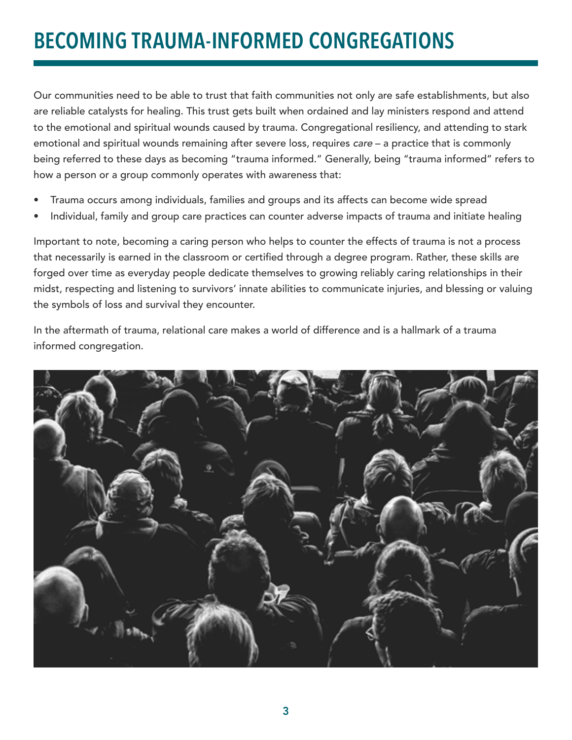# BECOMING TRAUMA-INFORMED CONGREGATIONS

Our communities need to be able to trust that faith communities not only are safe establishments, but also are reliable catalysts for healing. This trust gets built when ordained and lay ministers respond and attend to the emotional and spiritual wounds caused by trauma. Congregational resiliency, and attending to stark emotional and spiritual wounds remaining after severe loss, requires *care* – a practice that is commonly being referred to these days as becoming "trauma informed." Generally, being "trauma informed" refers to how a person or a group commonly operates with awareness that:

- Trauma occurs among individuals, families and groups and its affects can become wide spread
- Individual, family and group care practices can counter adverse impacts of trauma and initiate healing

Important to note, becoming a caring person who helps to counter the effects of trauma is not a process that necessarily is earned in the classroom or certified through a degree program. Rather, these skills are forged over time as everyday people dedicate themselves to growing reliably caring relationships in their midst, respecting and listening to survivors' innate abilities to communicate injuries, and blessing or valuing the symbols of loss and survival they encounter.

In the aftermath of trauma, relational care makes a world of difference and is a hallmark of a trauma informed congregation.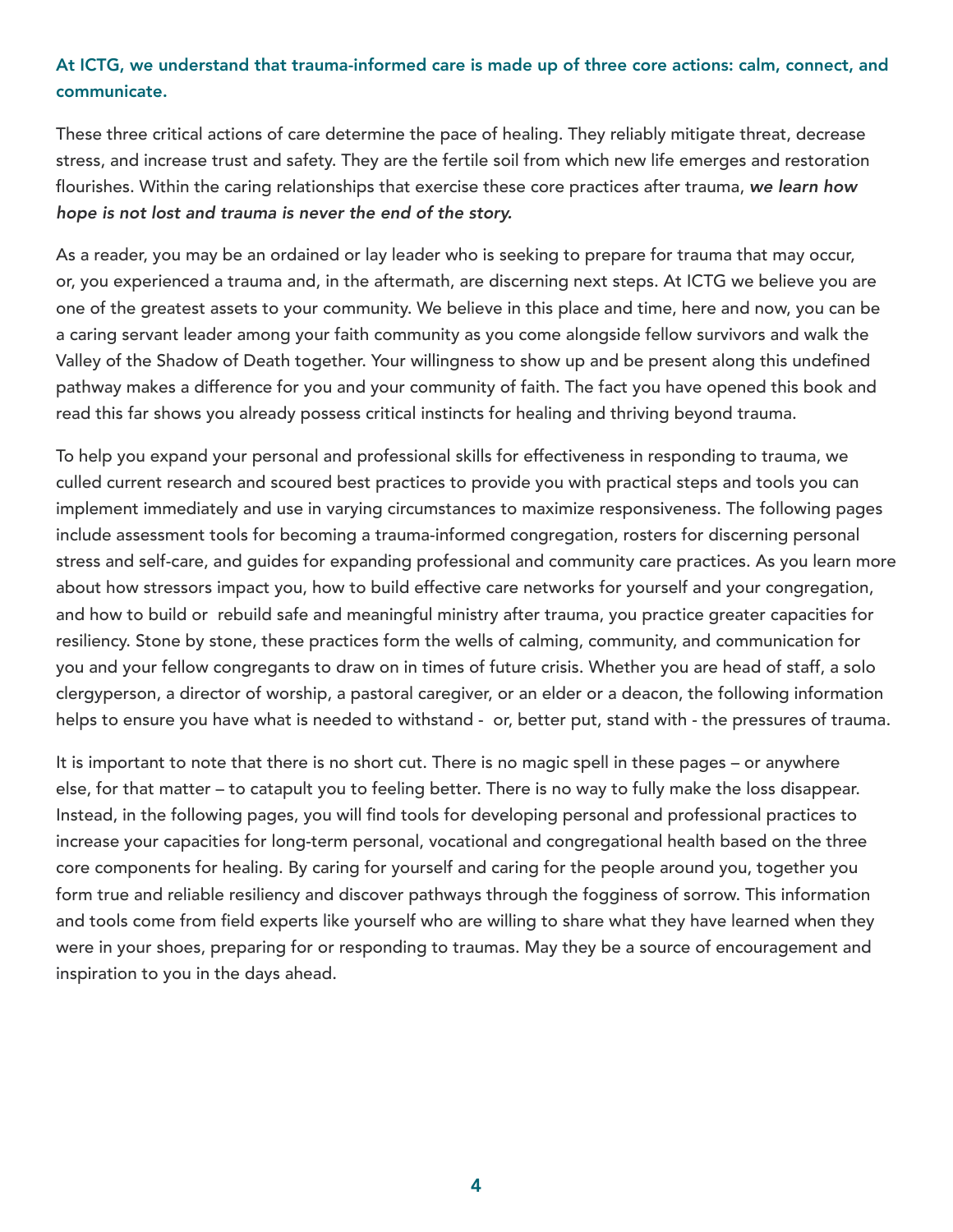**At ICTG, we understand that trauma-informed care is made up of three core actions: calm, connect, and communicate.**

These three critical actions of care determine the pace of healing. They reliably mitigate threat, decrease stress, and increase trust and safety. They are the fertile soil from which new life emerges and restoration flourishes. Within the caring relationships that exercise these core practices after trauma, ***we learn how hope is not lost and trauma is never the end of the story.***

As a reader, you may be an ordained or lay leader who is seeking to prepare for trauma that may occur, or, you experienced a trauma and, in the aftermath, are discerning next steps. At ICTG we believe you are one of the greatest assets to your community. We believe in this place and time, here and now, you can be a caring servant leader among your faith community as you come alongside fellow survivors and walk the Valley of the Shadow of Death together. Your willingness to show up and be present along this undefined pathway makes a difference for you and your community of faith. The fact you have opened this book and read this far shows you already possess critical instincts for healing and thriving beyond trauma.

To help you expand your personal and professional skills for effectiveness in responding to trauma, we culled current research and scoured best practices to provide you with practical steps and tools you can implement immediately and use in varying circumstances to maximize responsiveness. The following pages include assessment tools for becoming a trauma-informed congregation, rosters for discerning personal stress and self-care, and guides for expanding professional and community care practices. As you learn more about how stressors impact you, how to build effective care networks for yourself and your congregation, and how to build or rebuild safe and meaningful ministry after trauma, you practice greater capacities for resiliency. Stone by stone, these practices form the wells of calming, community, and communication for you and your fellow congregants to draw on in times of future crisis. Whether you are head of staff, a solo clergyperson, a director of worship, a pastoral caregiver, or an elder or a deacon, the following information helps to ensure you have what is needed to withstand - or, better put, stand with - the pressures of trauma.

It is important to note that there is no short cut. There is no magic spell in these pages – or anywhere else, for that matter – to catapult you to feeling better. There is no way to fully make the loss disappear. Instead, in the following pages, you will find tools for developing personal and professional practices to increase your capacities for long-term personal, vocational and congregational health based on the three core components for healing. By caring for yourself and caring for the people around you, together you form true and reliable resiliency and discover pathways through the fogginess of sorrow. This information and tools come from field experts like yourself who are willing to share what they have learned when they were in your shoes, preparing for or responding to traumas. May they be a source of encouragement and inspiration to you in the days ahead.